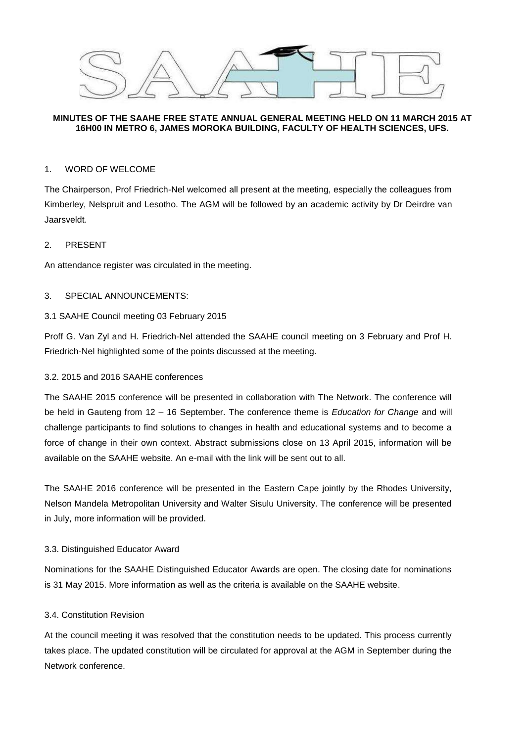**MINUTES OF THE SAAHE FREE STATE ANNUAL GENERAL MEETING HELD ON 11 MARCH 2015 AT 16H00 IN METRO 6, JAMES MOROKA BUILDING, FACULTY OF HEALTH SCIENCES, UFS.**

1. WORD OF WELCOME

The Chairperson, Prof Friedrich-Nel welcomed all present at the meeting, especially the colleagues from Kimberley, Nelspruit and Lesotho. The AGM will be followed by an academic activity by Dr Deirdre van Jaarsveldt.

2. PRESENT

An attendance register was circulated in the meeting.

3. SPECIAL ANNOUNCEMENTS:

3.1 SAAHE Council meeting 03 February 2015

Proff G. Van Zyl and H. Friedrich-Nel attended the SAAHE council meeting on 3 February and Prof H. Friedrich-Nel highlighted some of the points discussed at the meeting.

3.2. 2015 and 2016 SAAHE conferences

The SAAHE 2015 conference will be presented in collaboration with The Network. The conference will be held in Gauteng from 12 – 16 September. The conference theme is *Education for Change* and will challenge participants to find solutions to changes in health and educational systems and to become a force of change in their own context. Abstract submissions close on 13 April 2015, information will be available on the SAAHE website. An e-mail with the link will be sent out to all.

The SAAHE 2016 conference will be presented in the Eastern Cape jointly by the Rhodes University, Nelson Mandela Metropolitan University and Walter Sisulu University. The conference will be presented in July, more information will be provided.

3.3. Distinguished Educator Award

Nominations for the SAAHE Distinguished Educator Awards are open. The closing date for nominations is 31 May 2015. More information as well as the criteria is available on the SAAHE website.

3.4. Constitution Revision

At the council meeting it was resolved that the constitution needs to be updated. This process currently takes place. The updated constitution will be circulated for approval at the AGM in September during the Network conference.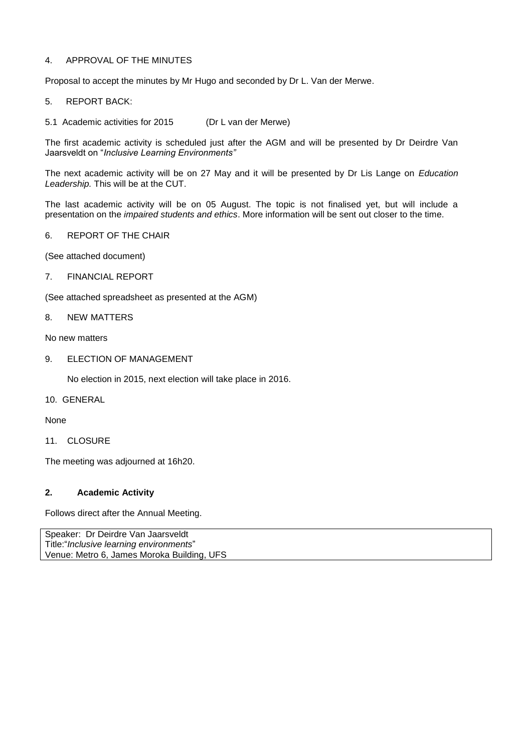4. APPROVAL OF THE MINUTES

Proposal to accept the minutes by Mr Hugo and seconded by Dr L. Van der Merwe.

5. REPORT BACK:

5.1 Academic activities for 2015 (Dr L van der Merwe)

The first academic activity is scheduled just after the AGM and will be presented by Dr Deirdre Van Jaarsveldt on "*Inclusive Learning Environments"*

The next academic activity will be on 27 May and it will be presented by Dr Lis Lange on *Education Leadership.* This will be at the CUT.

The last academic activity will be on 05 August. The topic is not finalised yet, but will include a presentation on the *impaired students and ethics*. More information will be sent out closer to the time.

6. REPORT OF THE CHAIR

(See attached document)

7. FINANCIAL REPORT

(See attached spreadsheet as presented at the AGM)

8. NEW MATTERS

No new matters

9. ELECTION OF MANAGEMENT

No election in 2015, next election will take place in 2016.

10. GENERAL

None

11. CLOSURE

The meeting was adjourned at 16h20.

**2. Academic Activity**

Follows direct after the Annual Meeting.

| |
|---|
| Speaker: Dr Deirdre Van Jaarsveldt<br>Title:"*Inclusive learning environments*"<br>Venue: Metro 6, James Moroka Building, UFS |